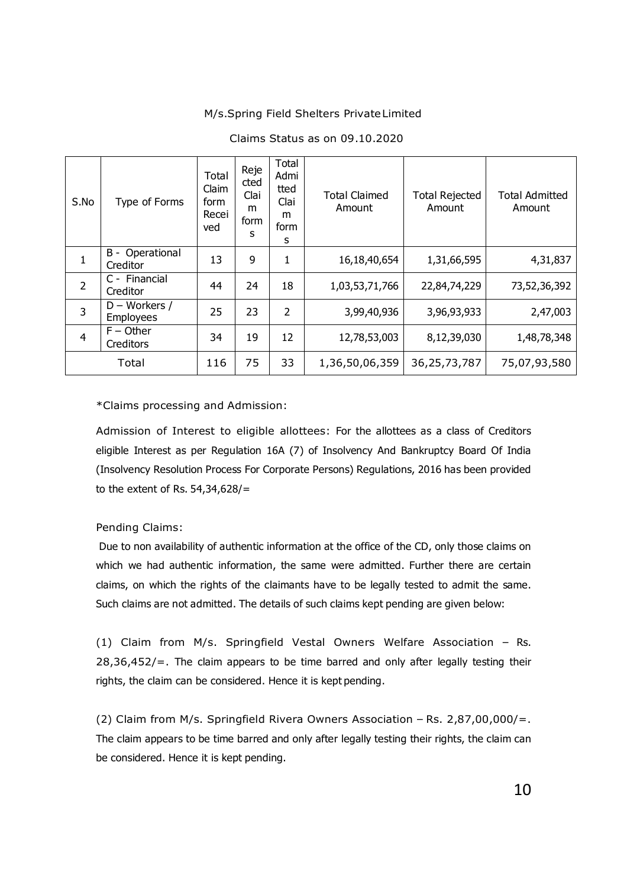M/s.Spring Field Shelters Private Limited

Claims Status as on 09.10.2020

| S.No | Type of Forms | Total Claim form Received | Rejected Claim forms | Total Admitted Claim forms | Total Claimed Amount | Total Rejected Amount | Total Admitted Amount |
|---|---|---|---|---|---|---|---|
| 1 | B - Operational Creditor | 13 | 9 | 1 | 16,18,40,654 | 1,31,66,595 | 4,31,837 |
| 2 | C - Financial Creditor | 44 | 24 | 18 | 1,03,53,71,766 | 22,84,74,229 | 73,52,36,392 |
| 3 | D – Workers / Employees | 25 | 23 | 2 | 3,99,40,936 | 3,96,93,933 | 2,47,003 |
| 4 | F – Other Creditors | 34 | 19 | 12 | 12,78,53,003 | 8,12,39,030 | 1,48,78,348 |
| Total | | 116 | 75 | 33 | 1,36,50,06,359 | 36,25,73,787 | 75,07,93,580 |

*Claims processing and Admission:

Admission of Interest to eligible allottees: For the allottees as a class of Creditors eligible Interest as per Regulation 16A (7) of Insolvency And Bankruptcy Board Of India (Insolvency Resolution Process For Corporate Persons) Regulations, 2016 has been provided to the extent of Rs. 54,34,628/=

Pending Claims:

Due to non availability of authentic information at the office of the CD, only those claims on which we had authentic information, the same were admitted. Further there are certain claims, on which the rights of the claimants have to be legally tested to admit the same. Such claims are not admitted. The details of such claims kept pending are given below:

(1) Claim from M/s. Springfield Vestal Owners Welfare Association – Rs. 28,36,452/=. The claim appears to be time barred and only after legally testing their rights, the claim can be considered. Hence it is kept pending.

(2) Claim from M/s. Springfield Rivera Owners Association – Rs. 2,87,00,000/=. The claim appears to be time barred and only after legally testing their rights, the claim can be considered. Hence it is kept pending.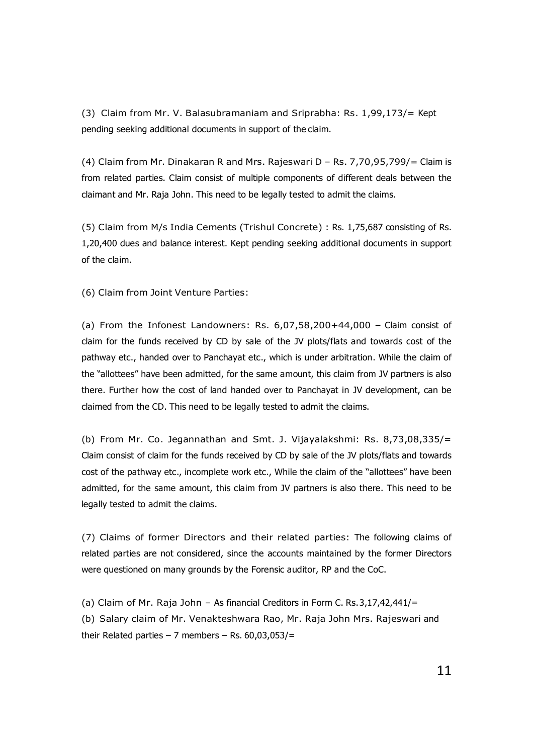(3) Claim from Mr. V. Balasubramaniam and Sriprabha: Rs. 1,99,173/= Kept pending seeking additional documents in support of the claim.

(4) Claim from Mr. Dinakaran R and Mrs. Rajeswari D – Rs. 7,70,95,799/= Claim is from related parties. Claim consist of multiple components of different deals between the claimant and Mr. Raja John. This need to be legally tested to admit the claims.

(5) Claim from M/s India Cements (Trishul Concrete) : Rs. 1,75,687 consisting of Rs. 1,20,400 dues and balance interest. Kept pending seeking additional documents in support of the claim.

(6) Claim from Joint Venture Parties:

(a) From the Infonest Landowners: Rs. 6,07,58,200+44,000 – Claim consist of claim for the funds received by CD by sale of the JV plots/flats and towards cost of the pathway etc., handed over to Panchayat etc., which is under arbitration. While the claim of the "allottees" have been admitted, for the same amount, this claim from JV partners is also there. Further how the cost of land handed over to Panchayat in JV development, can be claimed from the CD. This need to be legally tested to admit the claims.

(b) From Mr. Co. Jegannathan and Smt. J. Vijayalakshmi: Rs. 8,73,08,335/= Claim consist of claim for the funds received by CD by sale of the JV plots/flats and towards cost of the pathway etc., incomplete work etc., While the claim of the "allottees" have been admitted, for the same amount, this claim from JV partners is also there. This need to be legally tested to admit the claims.

(7) Claims of former Directors and their related parties: The following claims of related parties are not considered, since the accounts maintained by the former Directors were questioned on many grounds by the Forensic auditor, RP and the CoC.

(a) Claim of Mr. Raja John – As financial Creditors in Form C. Rs.3,17,42,441/=
(b) Salary claim of Mr. Venakteshwara Rao, Mr. Raja John Mrs. Rajeswari and their Related parties – 7 members – Rs. 60,03,053/=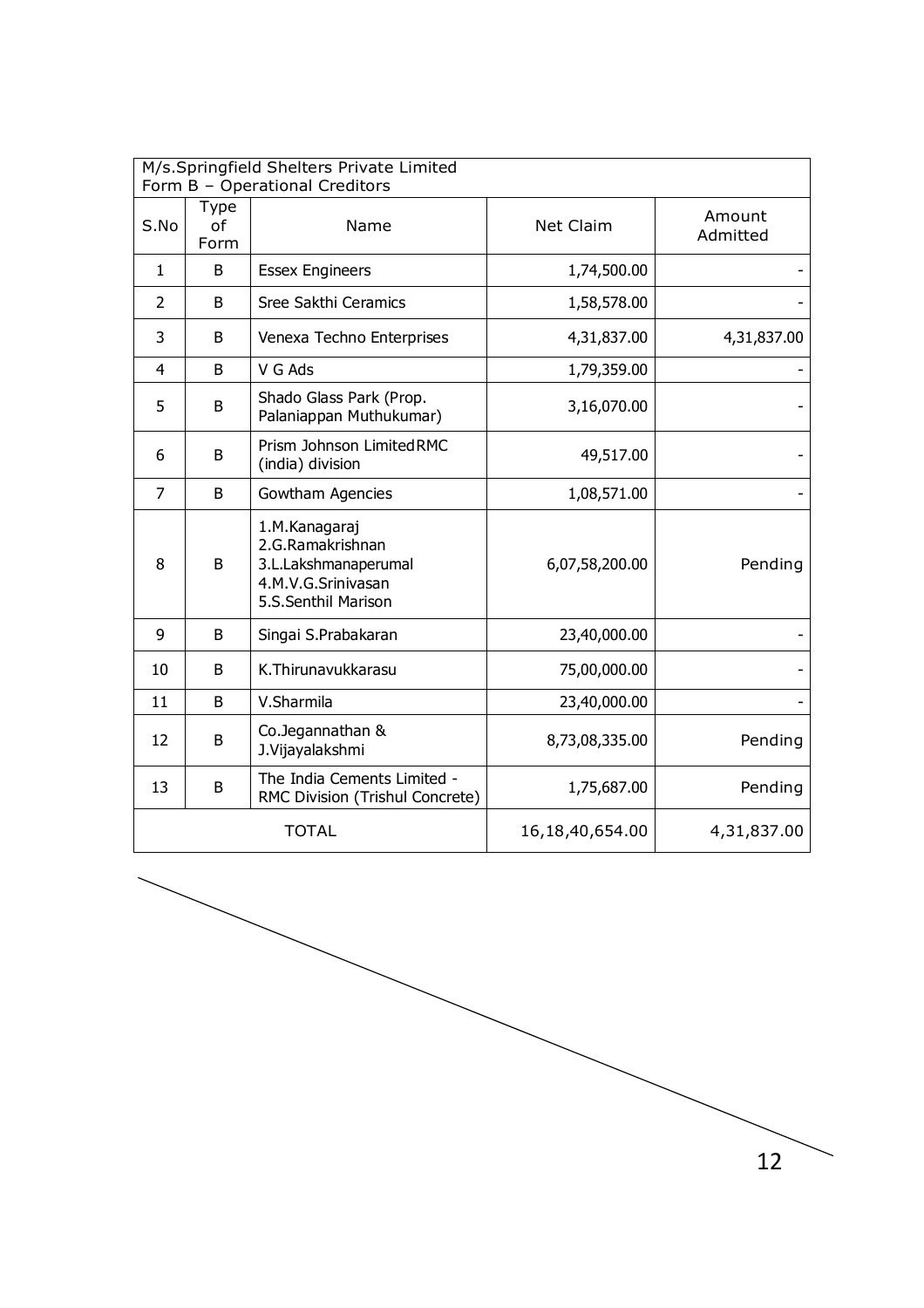| M/s.Springfield Shelters Private Limited<br>Form B – Operational Creditors | | | | |
|---|---|---|---|---|
| S.No | Type of Form | Name | Net Claim | Amount Admitted |
| 1 | B | Essex Engineers | 1,74,500.00 | - |
| 2 | B | Sree Sakthi Ceramics | 1,58,578.00 | - |
| 3 | B | Venexa Techno Enterprises | 4,31,837.00 | 4,31,837.00 |
| 4 | B | V G Ads | 1,79,359.00 | - |
| 5 | B | Shado Glass Park (Prop. Palaniappan Muthukumar) | 3,16,070.00 | - |
| 6 | B | Prism Johnson LimitedRMC (india) division | 49,517.00 | - |
| 7 | B | Gowtham Agencies | 1,08,571.00 | - |
| 8 | B | 1.M.Kanagaraj<br>2.G.Ramakrishnan<br>3.L.Lakshmanaperumal<br>4.M.V.G.Srinivasan<br>5.S.Senthil Marison | 6,07,58,200.00 | Pending |
| 9 | B | Singai S.Prabakaran | 23,40,000.00 | - |
| 10 | B | K.Thirunavukkarasu | 75,00,000.00 | - |
| 11 | B | V.Sharmila | 23,40,000.00 | - |
| 12 | B | Co.Jegannathan & J.Vijayalakshmi | 8,73,08,335.00 | Pending |
| 13 | B | The India Cements Limited - RMC Division (Trishul Concrete) | 1,75,687.00 | Pending |
| TOTAL | | | 16,18,40,654.00 | 4,31,837.00 |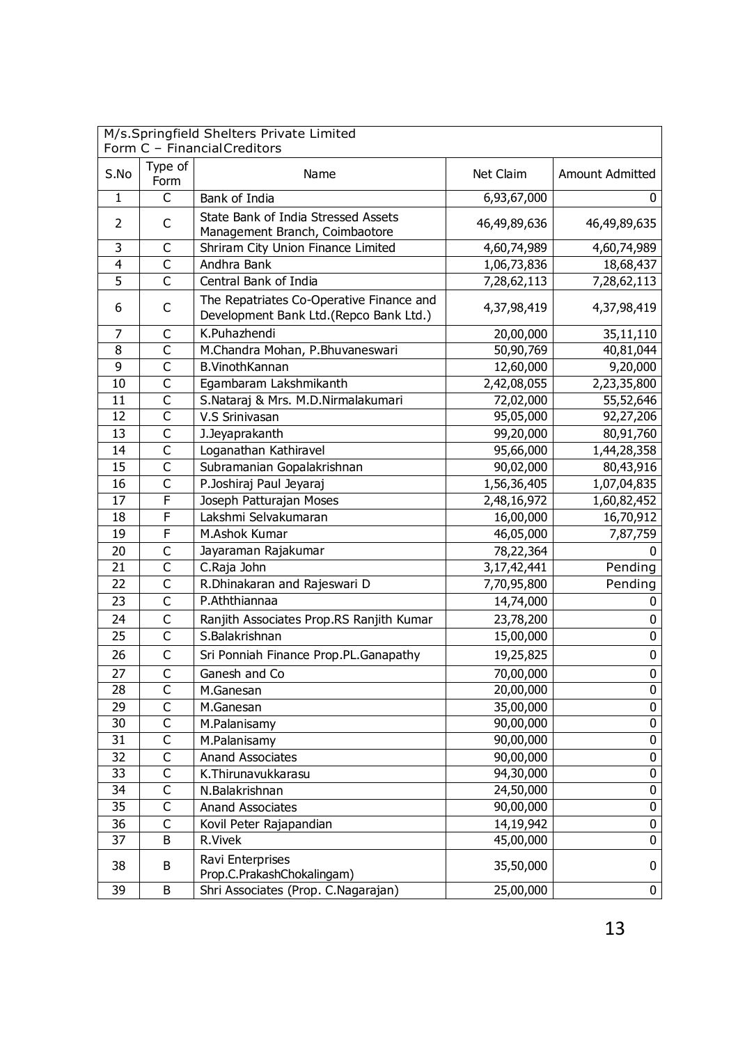| M/s.Springfield Shelters Private Limited<br>Form C – FinancialCreditors | | | | |
|---|---|---|---|---|
| S.No | Type of Form | Name | Net Claim | Amount Admitted |
| 1 | C | Bank of India | 6,93,67,000 | 0 |
| 2 | C | State Bank of India Stressed Assets Management Branch, Coimbaotore | 46,49,89,636 | 46,49,89,635 |
| 3 | C | Shriram City Union Finance Limited | 4,60,74,989 | 4,60,74,989 |
| 4 | C | Andhra Bank | 1,06,73,836 | 18,68,437 |
| 5 | C | Central Bank of India | 7,28,62,113 | 7,28,62,113 |
| 6 | C | The Repatriates Co-Operative Finance and Development Bank Ltd.(Repco Bank Ltd.) | 4,37,98,419 | 4,37,98,419 |
| 7 | C | K.Puhazhendi | 20,00,000 | 35,11,110 |
| 8 | C | M.Chandra Mohan, P.Bhuvaneswari | 50,90,769 | 40,81,044 |
| 9 | C | B.VinothKannan | 12,60,000 | 9,20,000 |
| 10 | C | Egambaram Lakshmikanth | 2,42,08,055 | 2,23,35,800 |
| 11 | C | S.Nataraj & Mrs. M.D.Nirmalakumari | 72,02,000 | 55,52,646 |
| 12 | C | V.S Srinivasan | 95,05,000 | 92,27,206 |
| 13 | C | J.Jeyaprakanth | 99,20,000 | 80,91,760 |
| 14 | C | Loganathan Kathiravel | 95,66,000 | 1,44,28,358 |
| 15 | C | Subramanian Gopalakrishnan | 90,02,000 | 80,43,916 |
| 16 | C | P.Joshiraj Paul Jeyaraj | 1,56,36,405 | 1,07,04,835 |
| 17 | F | Joseph Patturajan Moses | 2,48,16,972 | 1,60,82,452 |
| 18 | F | Lakshmi Selvakumaran | 16,00,000 | 16,70,912 |
| 19 | F | M.Ashok Kumar | 46,05,000 | 7,87,759 |
| 20 | C | Jayaraman Rajakumar | 78,22,364 | 0 |
| 21 | C | C.Raja John | 3,17,42,441 | Pending |
| 22 | C | R.Dhinakaran and Rajeswari D | 7,70,95,800 | Pending |
| 23 | C | P.Aththiannaa | 14,74,000 | 0 |
| 24 | C | Ranjith Associates Prop.RS Ranjith Kumar | 23,78,200 | 0 |
| 25 | C | S.Balakrishnan | 15,00,000 | 0 |
| 26 | C | Sri Ponniah Finance Prop.PL.Ganapathy | 19,25,825 | 0 |
| 27 | C | Ganesh and Co | 70,00,000 | 0 |
| 28 | C | M.Ganesan | 20,00,000 | 0 |
| 29 | C | M.Ganesan | 35,00,000 | 0 |
| 30 | C | M.Palanisamy | 90,00,000 | 0 |
| 31 | C | M.Palanisamy | 90,00,000 | 0 |
| 32 | C | Anand Associates | 90,00,000 | 0 |
| 33 | C | K.Thirunavukkarasu | 94,30,000 | 0 |
| 34 | C | N.Balakrishnan | 24,50,000 | 0 |
| 35 | C | Anand Associates | 90,00,000 | 0 |
| 36 | C | Kovil Peter Rajapandian | 14,19,942 | 0 |
| 37 | B | R.Vivek | 45,00,000 | 0 |
| 38 | B | Ravi Enterprises Prop.C.PrakashChokalingam) | 35,50,000 | 0 |
| 39 | B | Shri Associates (Prop. C.Nagarajan) | 25,00,000 | 0 |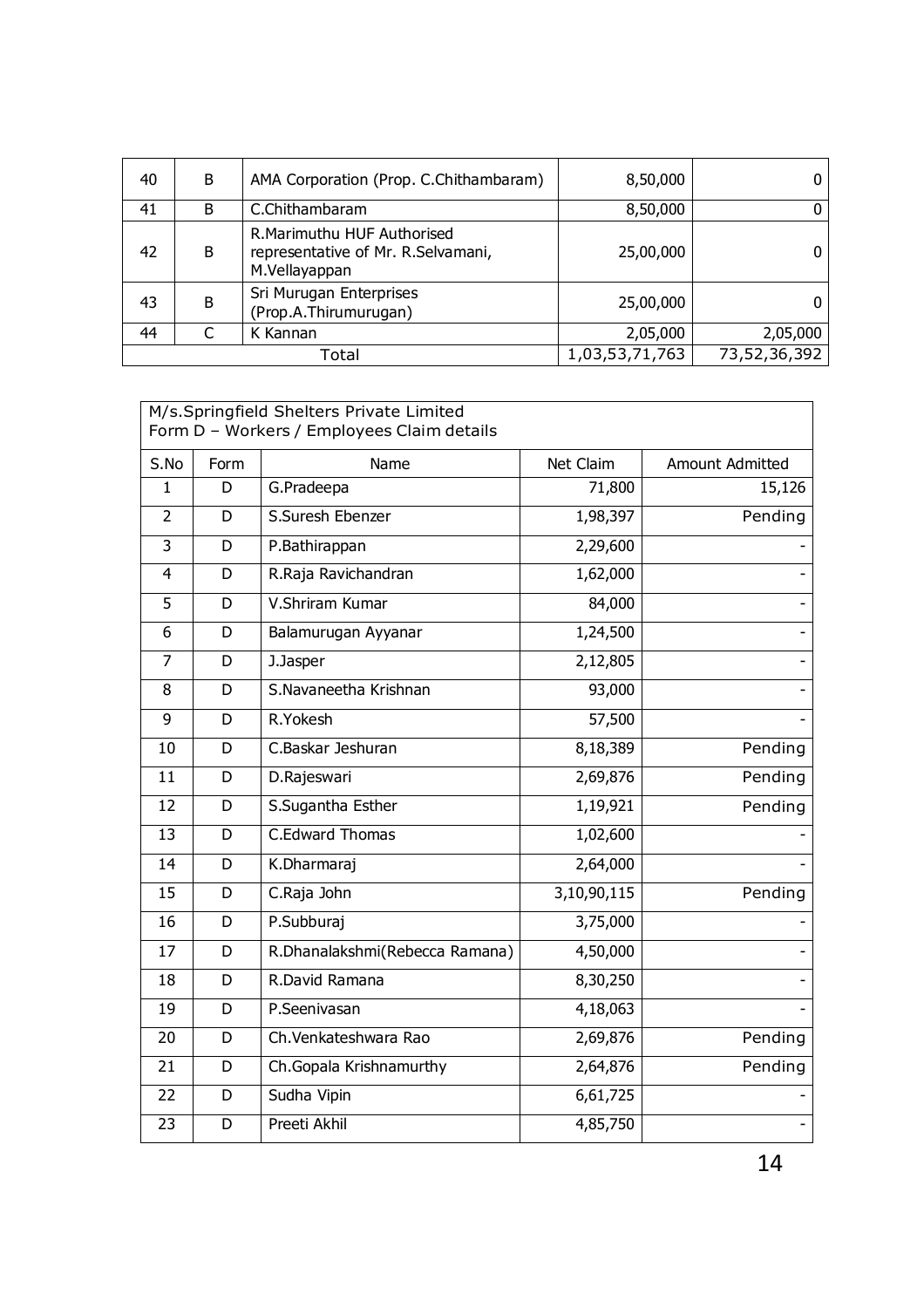| | | | | |
|---|---|---|---|---|
| 40 | B | AMA Corporation (Prop. C.Chithambaram) | 8,50,000 | 0 |
| 41 | B | C.Chithambaram | 8,50,000 | 0 |
| 42 | B | R.Marimuthu HUF Authorised representative of Mr. R.Selvamani, M.Vellayappan | 25,00,000 | 0 |
| 43 | B | Sri Murugan Enterprises (Prop.A.Thirumurugan) | 25,00,000 | 0 |
| 44 | C | K Kannan | 2,05,000 | 2,05,000 |
| Total | | | 1,03,53,71,763 | 73,52,36,392 |

M/s.Springfield Shelters Private Limited
Form D – Workers / Employees Claim details

| S.No | Form | Name | Net Claim | Amount Admitted |
|---|---|---|---|---|
| 1 | D | G.Pradeepa | 71,800 | 15,126 |
| 2 | D | S.Suresh Ebenzer | 1,98,397 | Pending |
| 3 | D | P.Bathirappan | 2,29,600 | - |
| 4 | D | R.Raja Ravichandran | 1,62,000 | - |
| 5 | D | V.Shriram Kumar | 84,000 | - |
| 6 | D | Balamurugan Ayyanar | 1,24,500 | - |
| 7 | D | J.Jasper | 2,12,805 | - |
| 8 | D | S.Navaneetha Krishnan | 93,000 | - |
| 9 | D | R.Yokesh | 57,500 | - |
| 10 | D | C.Baskar Jeshuran | 8,18,389 | Pending |
| 11 | D | D.Rajeswari | 2,69,876 | Pending |
| 12 | D | S.Sugantha Esther | 1,19,921 | Pending |
| 13 | D | C.Edward Thomas | 1,02,600 | - |
| 14 | D | K.Dharmaraj | 2,64,000 | - |
| 15 | D | C.Raja John | 3,10,90,115 | Pending |
| 16 | D | P.Subburaj | 3,75,000 | - |
| 17 | D | R.Dhanalakshmi(Rebecca Ramana) | 4,50,000 | - |
| 18 | D | R.David Ramana | 8,30,250 | - |
| 19 | D | P.Seenivasan | 4,18,063 | - |
| 20 | D | Ch.Venkateshwara Rao | 2,69,876 | Pending |
| 21 | D | Ch.Gopala Krishnamurthy | 2,64,876 | Pending |
| 22 | D | Sudha Vipin | 6,61,725 | - |
| 23 | D | Preeti Akhil | 4,85,750 | - |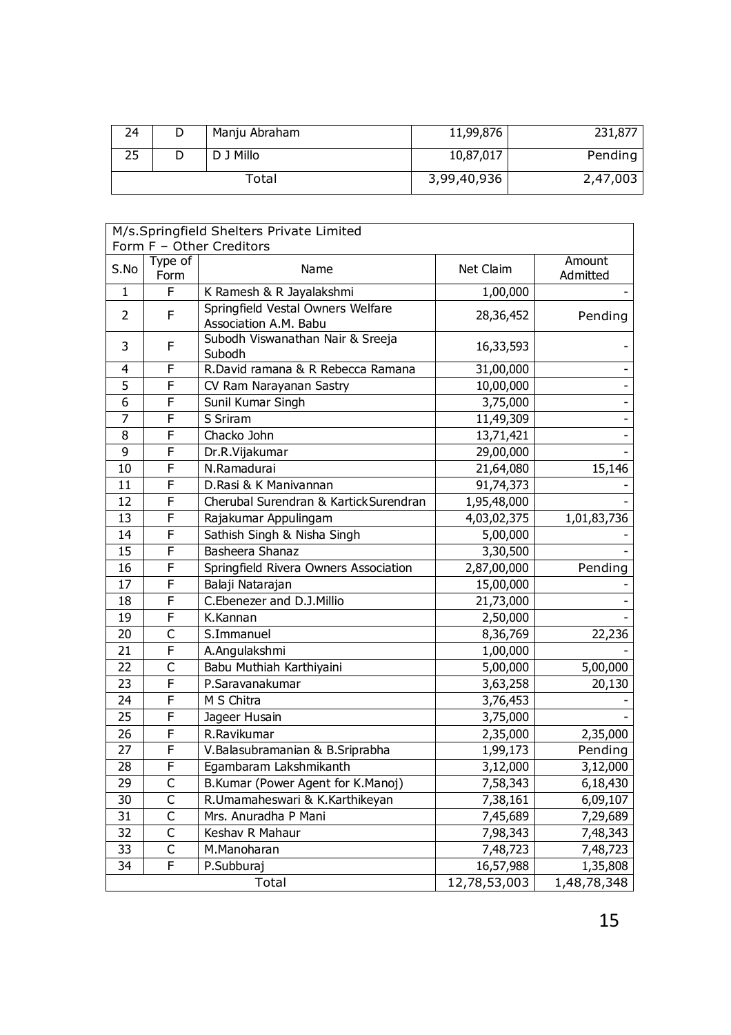| | | | | |
|---|---|---|---|---|
| 24 | D | Manju Abraham | 11,99,876 | 231,877 |
| 25 | D | D J Millo | 10,87,017 | Pending |
| | | Total | 3,99,40,936 | 2,47,003 |

| M/s.Springfield Shelters Private Limited Form F – Other Creditors | | | | |
|---|---|---|---|---|
| S.No | Type of Form | Name | Net Claim | Amount Admitted |
| 1 | F | K Ramesh & R Jayalakshmi | 1,00,000 | - |
| 2 | F | Springfield Vestal Owners Welfare Association A.M. Babu | 28,36,452 | Pending |
| 3 | F | Subodh Viswanathan Nair & Sreeja Subodh | 16,33,593 | - |
| 4 | F | R.David ramana & R Rebecca Ramana | 31,00,000 | - |
| 5 | F | CV Ram Narayanan Sastry | 10,00,000 | - |
| 6 | F | Sunil Kumar Singh | 3,75,000 | - |
| 7 | F | S Sriram | 11,49,309 | - |
| 8 | F | Chacko John | 13,71,421 | - |
| 9 | F | Dr.R.Vijakumar | 29,00,000 | - |
| 10 | F | N.Ramadurai | 21,64,080 | 15,146 |
| 11 | F | D.Rasi & K Manivannan | 91,74,373 | - |
| 12 | F | Cherubal Surendran & KartickSurendran | 1,95,48,000 | - |
| 13 | F | Rajakumar Appulingam | 4,03,02,375 | 1,01,83,736 |
| 14 | F | Sathish Singh & Nisha Singh | 5,00,000 | - |
| 15 | F | Basheera Shanaz | 3,30,500 | - |
| 16 | F | Springfield Rivera Owners Association | 2,87,00,000 | Pending |
| 17 | F | Balaji Natarajan | 15,00,000 | - |
| 18 | F | C.Ebenezer and D.J.Millio | 21,73,000 | - |
| 19 | F | K.Kannan | 2,50,000 | - |
| 20 | C | S.Immanuel | 8,36,769 | 22,236 |
| 21 | F | A.Angulakshmi | 1,00,000 | - |
| 22 | C | Babu Muthiah Karthiyaini | 5,00,000 | 5,00,000 |
| 23 | F | P.Saravanakumar | 3,63,258 | 20,130 |
| 24 | F | M S Chitra | 3,76,453 | - |
| 25 | F | Jageer Husain | 3,75,000 | - |
| 26 | F | R.Ravikumar | 2,35,000 | 2,35,000 |
| 27 | F | V.Balasubramanian & B.Sriprabha | 1,99,173 | Pending |
| 28 | F | Egambaram Lakshmikanth | 3,12,000 | 3,12,000 |
| 29 | C | B.Kumar (Power Agent for K.Manoj) | 7,58,343 | 6,18,430 |
| 30 | C | R.Umamaheswari & K.Karthikeyan | 7,38,161 | 6,09,107 |
| 31 | C | Mrs. Anuradha P Mani | 7,45,689 | 7,29,689 |
| 32 | C | Keshav R Mahaur | 7,98,343 | 7,48,343 |
| 33 | C | M.Manoharan | 7,48,723 | 7,48,723 |
| 34 | F | P.Subburaj | 16,57,988 | 1,35,808 |
| | | Total | 12,78,53,003 | 1,48,78,348 |